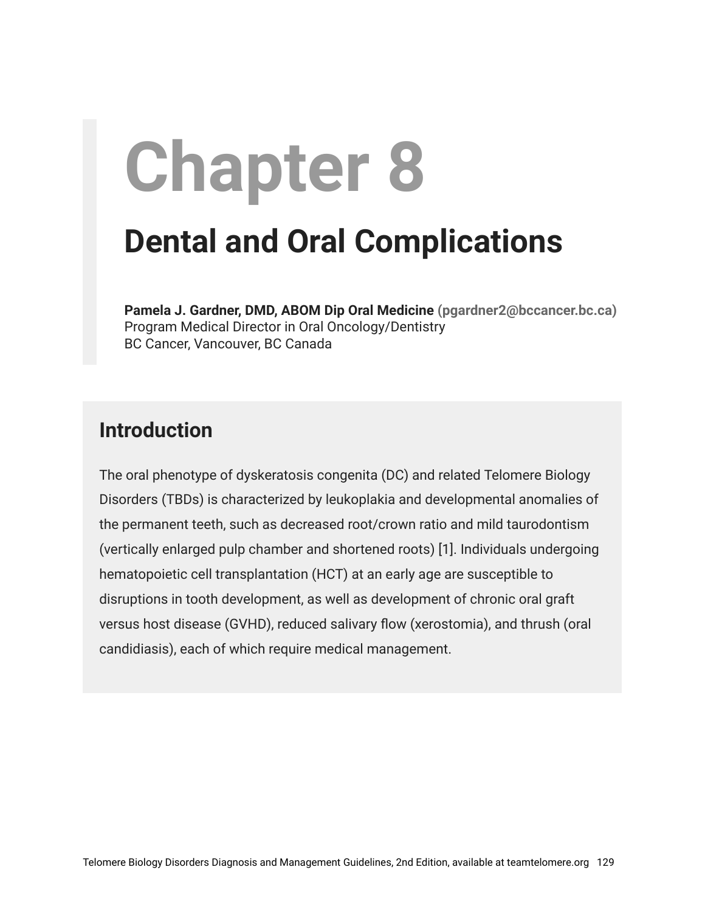# Chapter 8

## Dental and Oral Complications

**Pamela J. Gardner, DMD, ABOM Dip Oral Medicine** **(pgardner2@bccancer.bc.ca)**
Program Medical Director in Oral Oncology/Dentistry
BC Cancer, Vancouver, BC Canada

### Introduction

The oral phenotype of dyskeratosis congenita (DC) and related Telomere Biology Disorders (TBDs) is characterized by leukoplakia and developmental anomalies of the permanent teeth, such as decreased root/crown ratio and mild taurodontism (vertically enlarged pulp chamber and shortened roots) [1]. Individuals undergoing hematopoietic cell transplantation (HCT) at an early age are susceptible to disruptions in tooth development, as well as development of chronic oral graft versus host disease (GVHD), reduced salivary flow (xerostomia), and thrush (oral candidiasis), each of which require medical management.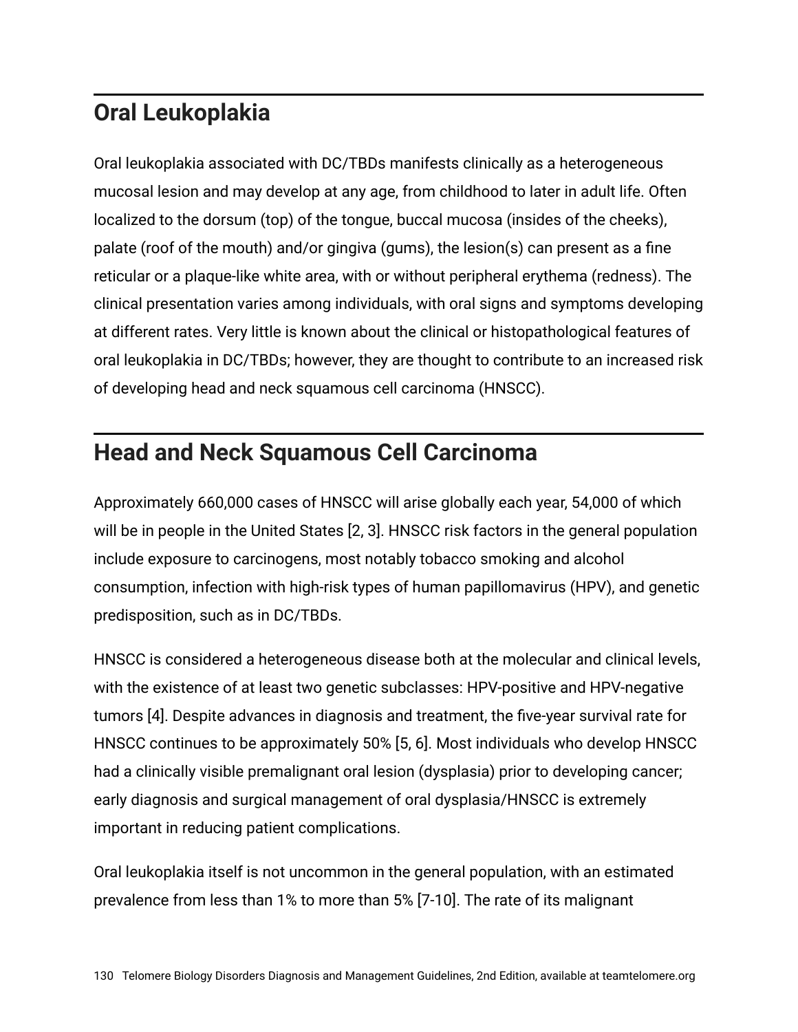## Oral Leukoplakia

Oral leukoplakia associated with DC/TBDs manifests clinically as a heterogeneous mucosal lesion and may develop at any age, from childhood to later in adult life. Often localized to the dorsum (top) of the tongue, buccal mucosa (insides of the cheeks), palate (roof of the mouth) and/or gingiva (gums), the lesion(s) can present as a fine reticular or a plaque-like white area, with or without peripheral erythema (redness). The clinical presentation varies among individuals, with oral signs and symptoms developing at different rates. Very little is known about the clinical or histopathological features of oral leukoplakia in DC/TBDs; however, they are thought to contribute to an increased risk of developing head and neck squamous cell carcinoma (HNSCC).

## Head and Neck Squamous Cell Carcinoma

Approximately 660,000 cases of HNSCC will arise globally each year, 54,000 of which will be in people in the United States [2, 3]. HNSCC risk factors in the general population include exposure to carcinogens, most notably tobacco smoking and alcohol consumption, infection with high-risk types of human papillomavirus (HPV), and genetic predisposition, such as in DC/TBDs.

HNSCC is considered a heterogeneous disease both at the molecular and clinical levels, with the existence of at least two genetic subclasses: HPV-positive and HPV-negative tumors [4]. Despite advances in diagnosis and treatment, the five-year survival rate for HNSCC continues to be approximately 50% [5, 6]. Most individuals who develop HNSCC had a clinically visible premalignant oral lesion (dysplasia) prior to developing cancer; early diagnosis and surgical management of oral dysplasia/HNSCC is extremely important in reducing patient complications.

Oral leukoplakia itself is not uncommon in the general population, with an estimated prevalence from less than 1% to more than 5% [7-10]. The rate of its malignant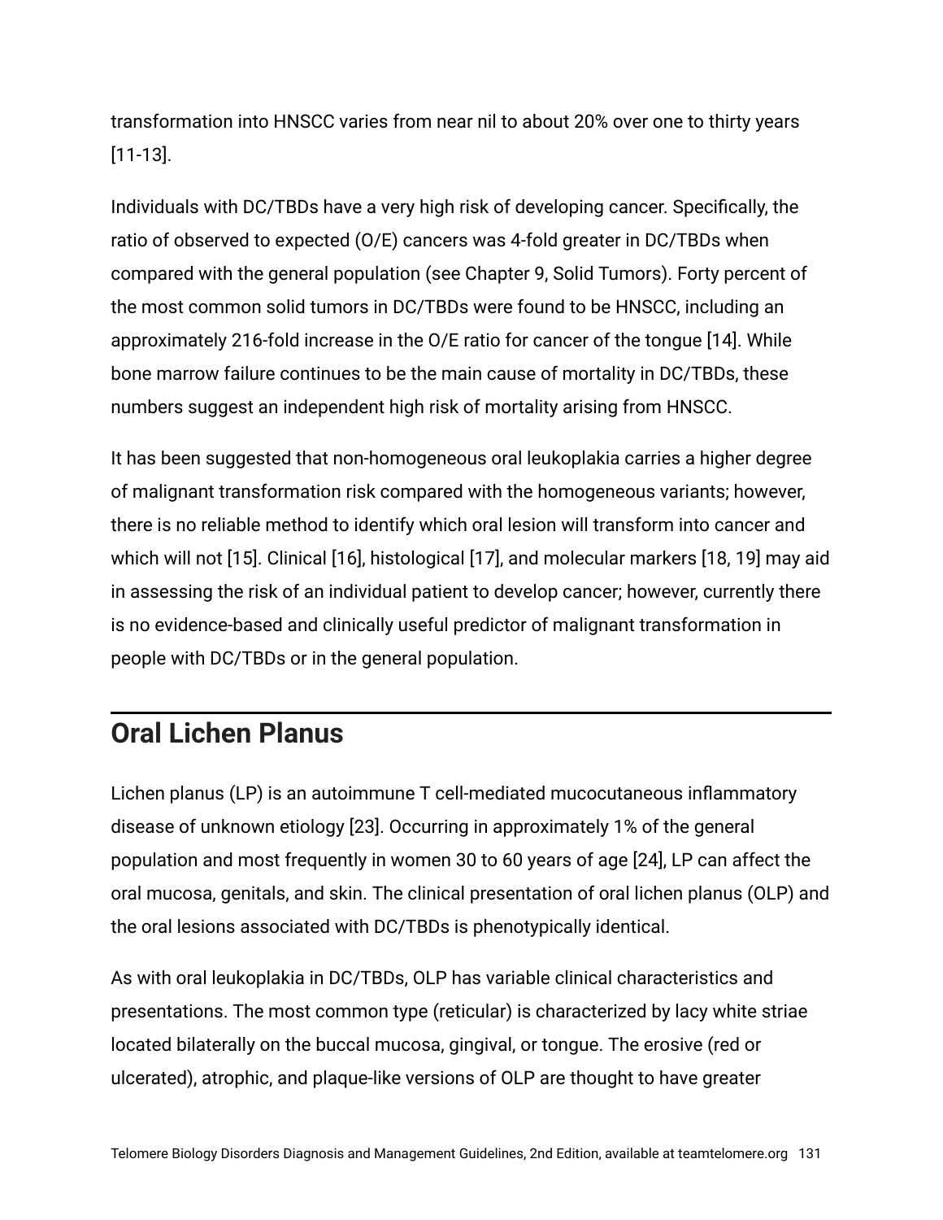transformation into HNSCC varies from near nil to about 20% over one to thirty years [11-13].

Individuals with DC/TBDs have a very high risk of developing cancer. Specifically, the ratio of observed to expected (O/E) cancers was 4-fold greater in DC/TBDs when compared with the general population (see Chapter 9, Solid Tumors). Forty percent of the most common solid tumors in DC/TBDs were found to be HNSCC, including an approximately 216-fold increase in the O/E ratio for cancer of the tongue [14]. While bone marrow failure continues to be the main cause of mortality in DC/TBDs, these numbers suggest an independent high risk of mortality arising from HNSCC.

It has been suggested that non-homogeneous oral leukoplakia carries a higher degree of malignant transformation risk compared with the homogeneous variants; however, there is no reliable method to identify which oral lesion will transform into cancer and which will not [15]. Clinical [16], histological [17], and molecular markers [18, 19] may aid in assessing the risk of an individual patient to develop cancer; however, currently there is no evidence-based and clinically useful predictor of malignant transformation in people with DC/TBDs or in the general population.

## Oral Lichen Planus

Lichen planus (LP) is an autoimmune T cell-mediated mucocutaneous inflammatory disease of unknown etiology [23]. Occurring in approximately 1% of the general population and most frequently in women 30 to 60 years of age [24], LP can affect the oral mucosa, genitals, and skin. The clinical presentation of oral lichen planus (OLP) and the oral lesions associated with DC/TBDs is phenotypically identical.

As with oral leukoplakia in DC/TBDs, OLP has variable clinical characteristics and presentations. The most common type (reticular) is characterized by lacy white striae located bilaterally on the buccal mucosa, gingival, or tongue. The erosive (red or ulcerated), atrophic, and plaque-like versions of OLP are thought to have greater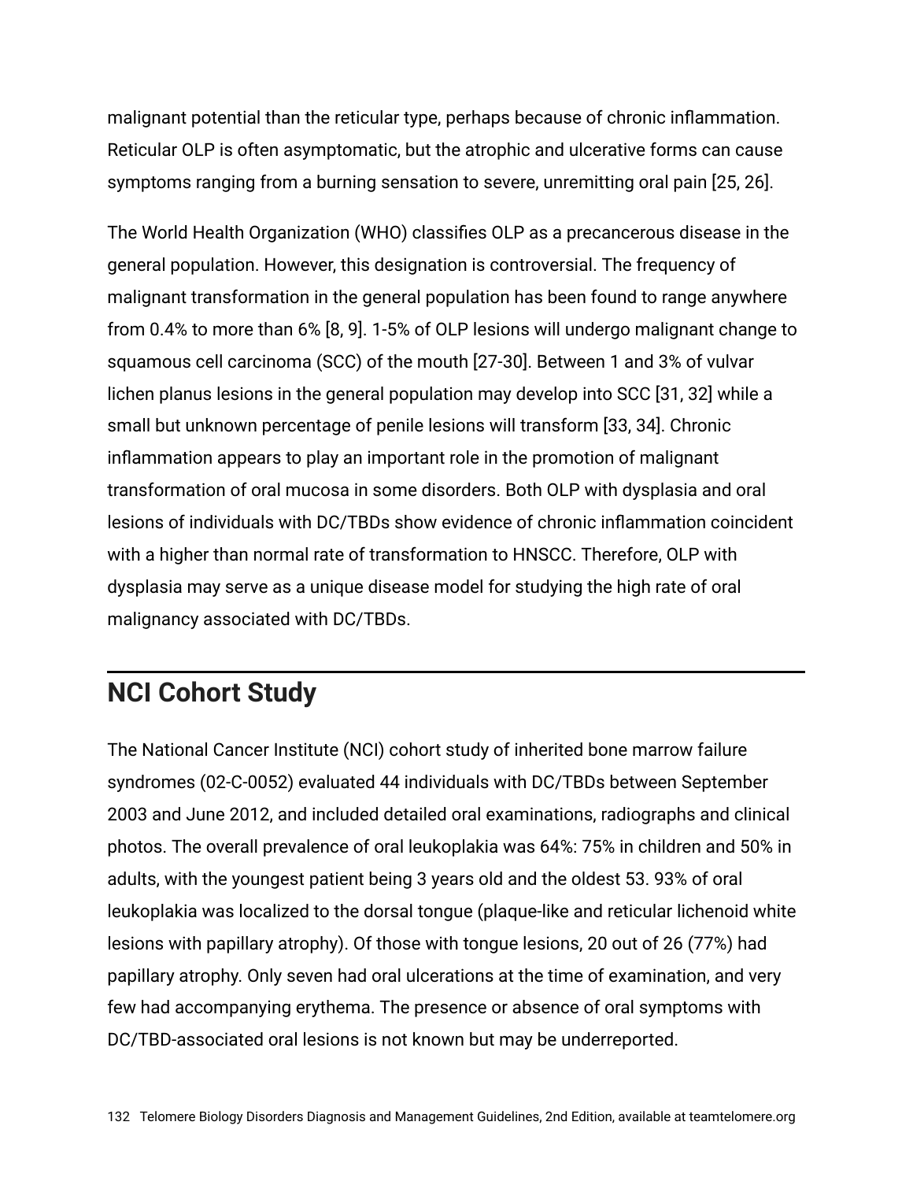malignant potential than the reticular type, perhaps because of chronic inflammation. Reticular OLP is often asymptomatic, but the atrophic and ulcerative forms can cause symptoms ranging from a burning sensation to severe, unremitting oral pain [25, 26].

The World Health Organization (WHO) classifies OLP as a precancerous disease in the general population. However, this designation is controversial. The frequency of malignant transformation in the general population has been found to range anywhere from 0.4% to more than 6% [8, 9]. 1-5% of OLP lesions will undergo malignant change to squamous cell carcinoma (SCC) of the mouth [27-30]. Between 1 and 3% of vulvar lichen planus lesions in the general population may develop into SCC [31, 32] while a small but unknown percentage of penile lesions will transform [33, 34]. Chronic inflammation appears to play an important role in the promotion of malignant transformation of oral mucosa in some disorders. Both OLP with dysplasia and oral lesions of individuals with DC/TBDs show evidence of chronic inflammation coincident with a higher than normal rate of transformation to HNSCC. Therefore, OLP with dysplasia may serve as a unique disease model for studying the high rate of oral malignancy associated with DC/TBDs.

## NCI Cohort Study

The National Cancer Institute (NCI) cohort study of inherited bone marrow failure syndromes (02-C-0052) evaluated 44 individuals with DC/TBDs between September 2003 and June 2012, and included detailed oral examinations, radiographs and clinical photos. The overall prevalence of oral leukoplakia was 64%: 75% in children and 50% in adults, with the youngest patient being 3 years old and the oldest 53. 93% of oral leukoplakia was localized to the dorsal tongue (plaque-like and reticular lichenoid white lesions with papillary atrophy). Of those with tongue lesions, 20 out of 26 (77%) had papillary atrophy. Only seven had oral ulcerations at the time of examination, and very few had accompanying erythema. The presence or absence of oral symptoms with DC/TBD-associated oral lesions is not known but may be underreported.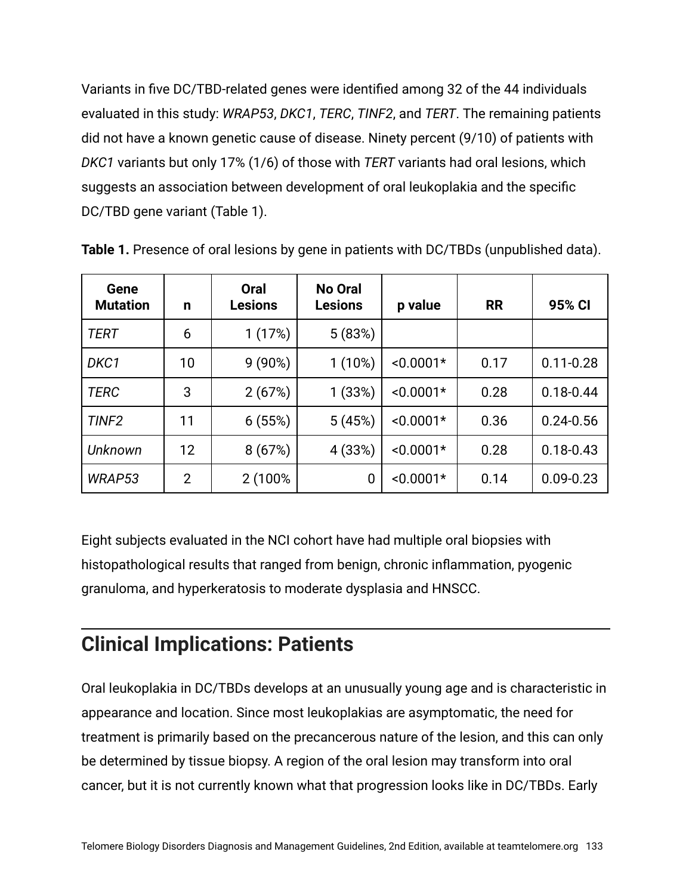Variants in five DC/TBD-related genes were identified among 32 of the 44 individuals evaluated in this study: *WRAP53*, *DKC1*, *TERC*, *TINF2*, and *TERT*. The remaining patients did not have a known genetic cause of disease. Ninety percent (9/10) of patients with *DKC1* variants but only 17% (1/6) of those with *TERT* variants had oral lesions, which suggests an association between development of oral leukoplakia and the specific DC/TBD gene variant (Table 1).

**Table 1.** Presence of oral lesions by gene in patients with DC/TBDs (unpublished data).

| Gene Mutation | n | Oral Lesions | No Oral Lesions | p value | RR | 95% CI |
|---|---|---|---|---|---|---|
| *TERT* | 6 | 1 (17%) | 5 (83%) | | | |
| *DKC1* | 10 | 9 (90%) | 1 (10%) | <0.0001* | 0.17 | 0.11-0.28 |
| *TERC* | 3 | 2 (67%) | 1 (33%) | <0.0001* | 0.28 | 0.18-0.44 |
| *TINF2* | 11 | 6 (55%) | 5 (45%) | <0.0001* | 0.36 | 0.24-0.56 |
| *Unknown* | 12 | 8 (67%) | 4 (33%) | <0.0001* | 0.28 | 0.18-0.43 |
| *WRAP53* | 2 | 2 (100% | 0 | <0.0001* | 0.14 | 0.09-0.23 |

Eight subjects evaluated in the NCI cohort have had multiple oral biopsies with histopathological results that ranged from benign, chronic inflammation, pyogenic granuloma, and hyperkeratosis to moderate dysplasia and HNSCC.

## Clinical Implications: Patients

Oral leukoplakia in DC/TBDs develops at an unusually young age and is characteristic in appearance and location. Since most leukoplakias are asymptomatic, the need for treatment is primarily based on the precancerous nature of the lesion, and this can only be determined by tissue biopsy. A region of the oral lesion may transform into oral cancer, but it is not currently known what that progression looks like in DC/TBDs. Early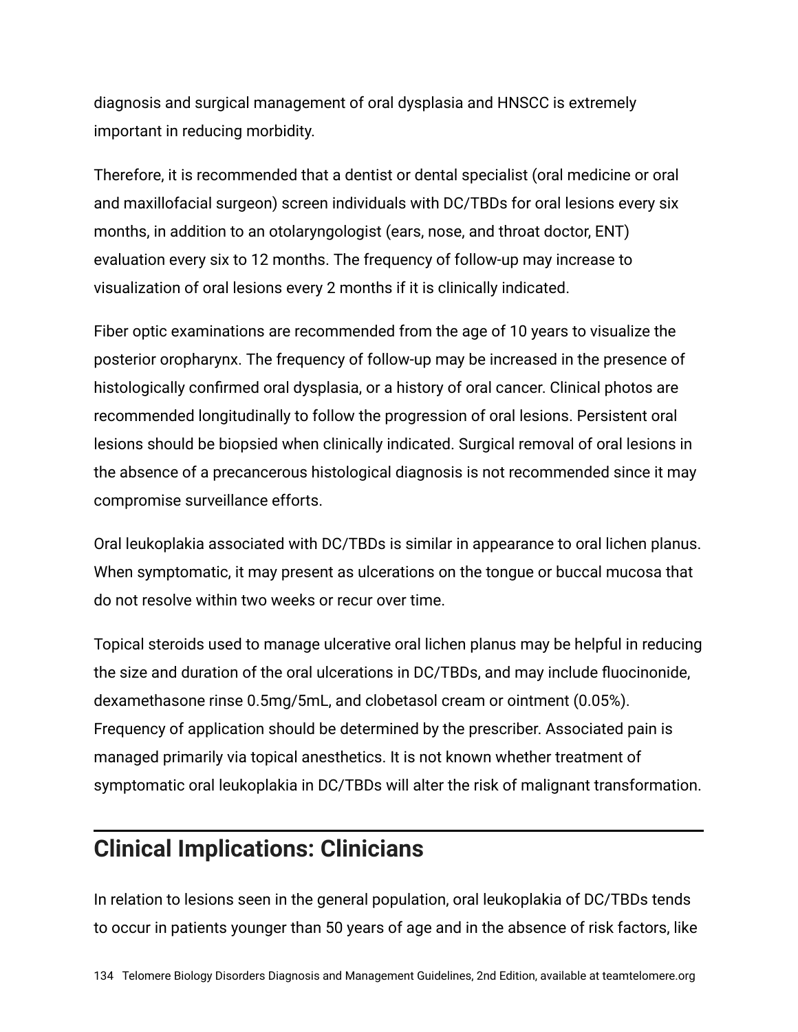diagnosis and surgical management of oral dysplasia and HNSCC is extremely important in reducing morbidity.

Therefore, it is recommended that a dentist or dental specialist (oral medicine or oral and maxillofacial surgeon) screen individuals with DC/TBDs for oral lesions every six months, in addition to an otolaryngologist (ears, nose, and throat doctor, ENT) evaluation every six to 12 months. The frequency of follow-up may increase to visualization of oral lesions every 2 months if it is clinically indicated.

Fiber optic examinations are recommended from the age of 10 years to visualize the posterior oropharynx. The frequency of follow-up may be increased in the presence of histologically confirmed oral dysplasia, or a history of oral cancer. Clinical photos are recommended longitudinally to follow the progression of oral lesions. Persistent oral lesions should be biopsied when clinically indicated. Surgical removal of oral lesions in the absence of a precancerous histological diagnosis is not recommended since it may compromise surveillance efforts.

Oral leukoplakia associated with DC/TBDs is similar in appearance to oral lichen planus. When symptomatic, it may present as ulcerations on the tongue or buccal mucosa that do not resolve within two weeks or recur over time.

Topical steroids used to manage ulcerative oral lichen planus may be helpful in reducing the size and duration of the oral ulcerations in DC/TBDs, and may include fluocinonide, dexamethasone rinse 0.5mg/5mL, and clobetasol cream or ointment (0.05%). Frequency of application should be determined by the prescriber. Associated pain is managed primarily via topical anesthetics. It is not known whether treatment of symptomatic oral leukoplakia in DC/TBDs will alter the risk of malignant transformation.

## Clinical Implications: Clinicians

In relation to lesions seen in the general population, oral leukoplakia of DC/TBDs tends to occur in patients younger than 50 years of age and in the absence of risk factors, like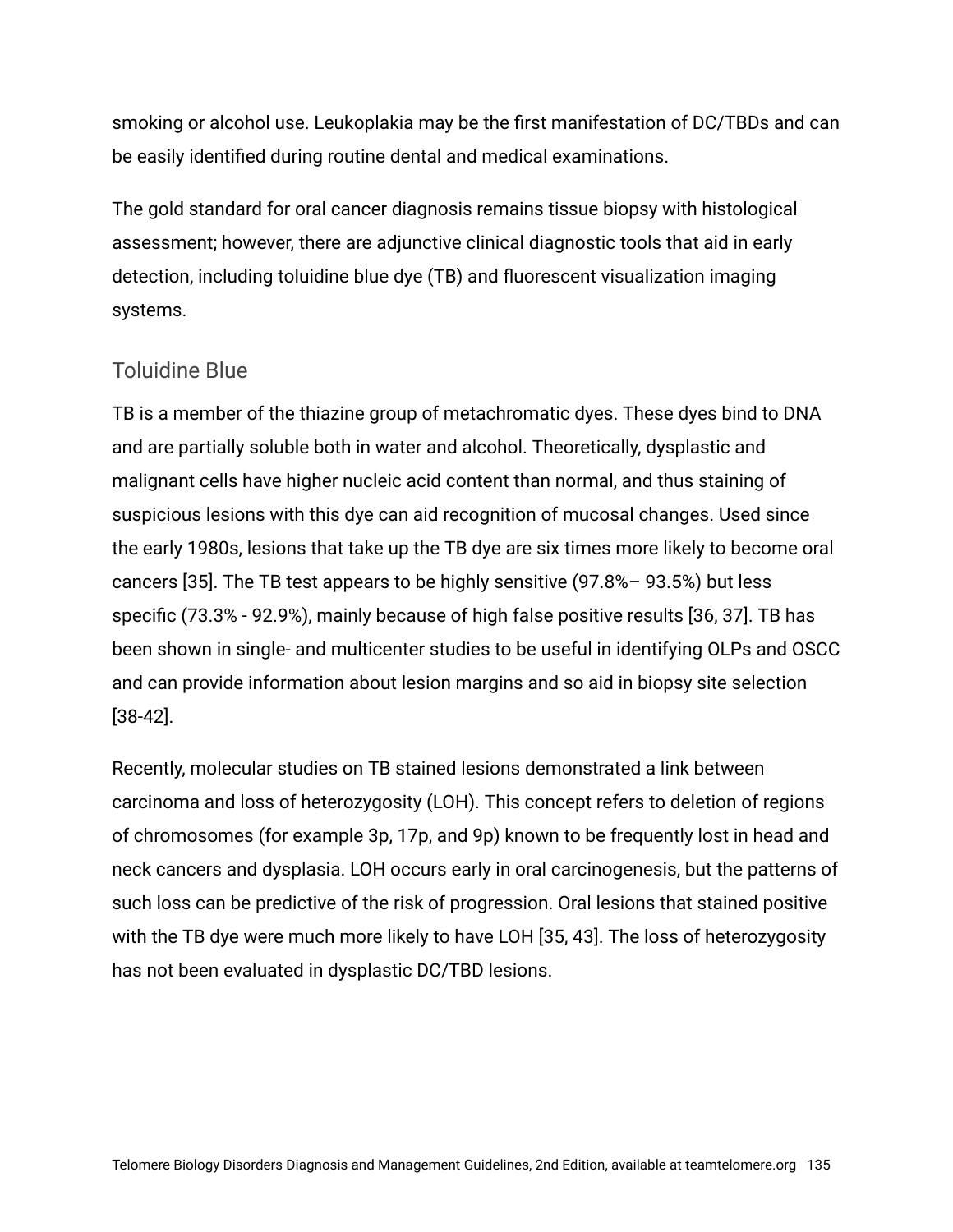smoking or alcohol use. Leukoplakia may be the first manifestation of DC/TBDs and can be easily identified during routine dental and medical examinations.

The gold standard for oral cancer diagnosis remains tissue biopsy with histological assessment; however, there are adjunctive clinical diagnostic tools that aid in early detection, including toluidine blue dye (TB) and fluorescent visualization imaging systems.

### Toluidine Blue

TB is a member of the thiazine group of metachromatic dyes. These dyes bind to DNA and are partially soluble both in water and alcohol. Theoretically, dysplastic and malignant cells have higher nucleic acid content than normal, and thus staining of suspicious lesions with this dye can aid recognition of mucosal changes. Used since the early 1980s, lesions that take up the TB dye are six times more likely to become oral cancers [35]. The TB test appears to be highly sensitive (97.8%– 93.5%) but less specific (73.3% - 92.9%), mainly because of high false positive results [36, 37]. TB has been shown in single- and multicenter studies to be useful in identifying OLPs and OSCC and can provide information about lesion margins and so aid in biopsy site selection [38-42].

Recently, molecular studies on TB stained lesions demonstrated a link between carcinoma and loss of heterozygosity (LOH). This concept refers to deletion of regions of chromosomes (for example 3p, 17p, and 9p) known to be frequently lost in head and neck cancers and dysplasia. LOH occurs early in oral carcinogenesis, but the patterns of such loss can be predictive of the risk of progression. Oral lesions that stained positive with the TB dye were much more likely to have LOH [35, 43]. The loss of heterozygosity has not been evaluated in dysplastic DC/TBD lesions.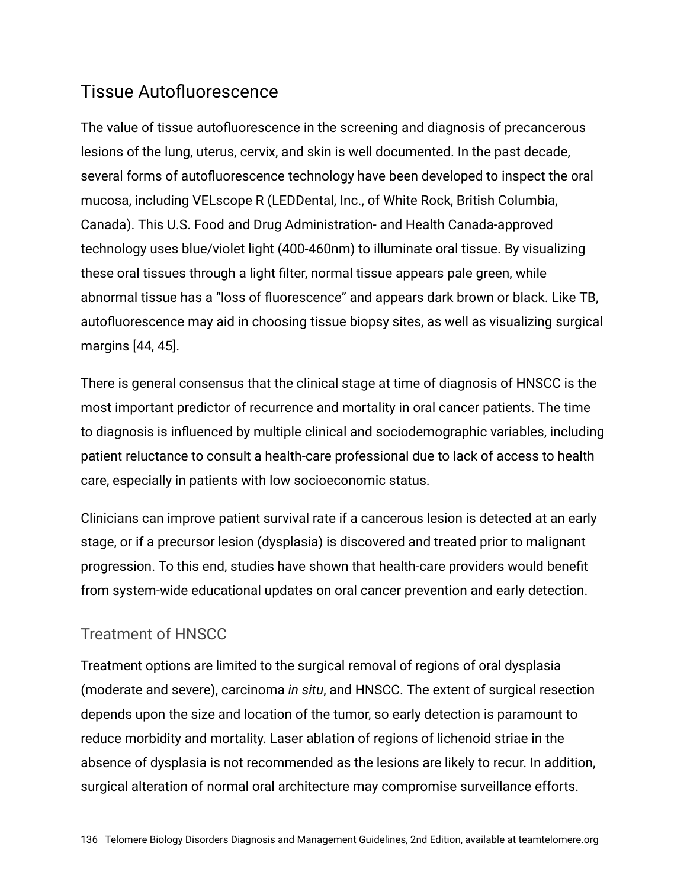## Tissue Autofluorescence

The value of tissue autofluorescence in the screening and diagnosis of precancerous lesions of the lung, uterus, cervix, and skin is well documented. In the past decade, several forms of autofluorescence technology have been developed to inspect the oral mucosa, including VELscope R (LEDDental, Inc., of White Rock, British Columbia, Canada). This U.S. Food and Drug Administration- and Health Canada-approved technology uses blue/violet light (400-460nm) to illuminate oral tissue. By visualizing these oral tissues through a light filter, normal tissue appears pale green, while abnormal tissue has a "loss of fluorescence" and appears dark brown or black. Like TB, autofluorescence may aid in choosing tissue biopsy sites, as well as visualizing surgical margins [44, 45].

There is general consensus that the clinical stage at time of diagnosis of HNSCC is the most important predictor of recurrence and mortality in oral cancer patients. The time to diagnosis is influenced by multiple clinical and sociodemographic variables, including patient reluctance to consult a health-care professional due to lack of access to health care, especially in patients with low socioeconomic status.

Clinicians can improve patient survival rate if a cancerous lesion is detected at an early stage, or if a precursor lesion (dysplasia) is discovered and treated prior to malignant progression. To this end, studies have shown that health-care providers would benefit from system-wide educational updates on oral cancer prevention and early detection.

### Treatment of HNSCC

Treatment options are limited to the surgical removal of regions of oral dysplasia (moderate and severe), carcinoma *in situ*, and HNSCC. The extent of surgical resection depends upon the size and location of the tumor, so early detection is paramount to reduce morbidity and mortality. Laser ablation of regions of lichenoid striae in the absence of dysplasia is not recommended as the lesions are likely to recur. In addition, surgical alteration of normal oral architecture may compromise surveillance efforts.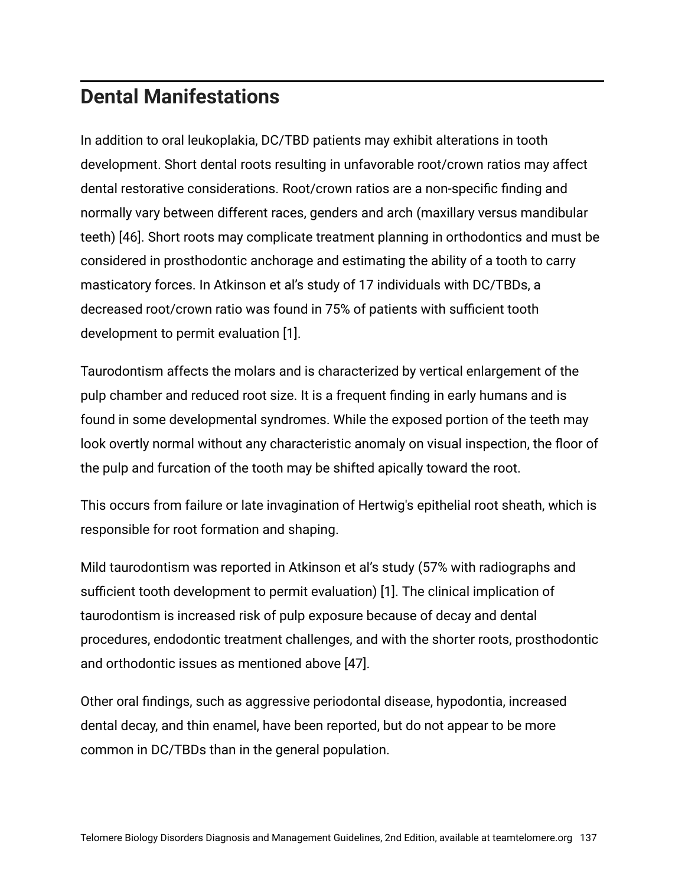## Dental Manifestations

In addition to oral leukoplakia, DC/TBD patients may exhibit alterations in tooth development. Short dental roots resulting in unfavorable root/crown ratios may affect dental restorative considerations. Root/crown ratios are a non-specific finding and normally vary between different races, genders and arch (maxillary versus mandibular teeth) [46]. Short roots may complicate treatment planning in orthodontics and must be considered in prosthodontic anchorage and estimating the ability of a tooth to carry masticatory forces. In Atkinson et al's study of 17 individuals with DC/TBDs, a decreased root/crown ratio was found in 75% of patients with sufficient tooth development to permit evaluation [1].

Taurodontism affects the molars and is characterized by vertical enlargement of the pulp chamber and reduced root size. It is a frequent finding in early humans and is found in some developmental syndromes. While the exposed portion of the teeth may look overtly normal without any characteristic anomaly on visual inspection, the floor of the pulp and furcation of the tooth may be shifted apically toward the root.

This occurs from failure or late invagination of Hertwig's epithelial root sheath, which is responsible for root formation and shaping.

Mild taurodontism was reported in Atkinson et al's study (57% with radiographs and sufficient tooth development to permit evaluation) [1]. The clinical implication of taurodontism is increased risk of pulp exposure because of decay and dental procedures, endodontic treatment challenges, and with the shorter roots, prosthodontic and orthodontic issues as mentioned above [47].

Other oral findings, such as aggressive periodontal disease, hypodontia, increased dental decay, and thin enamel, have been reported, but do not appear to be more common in DC/TBDs than in the general population.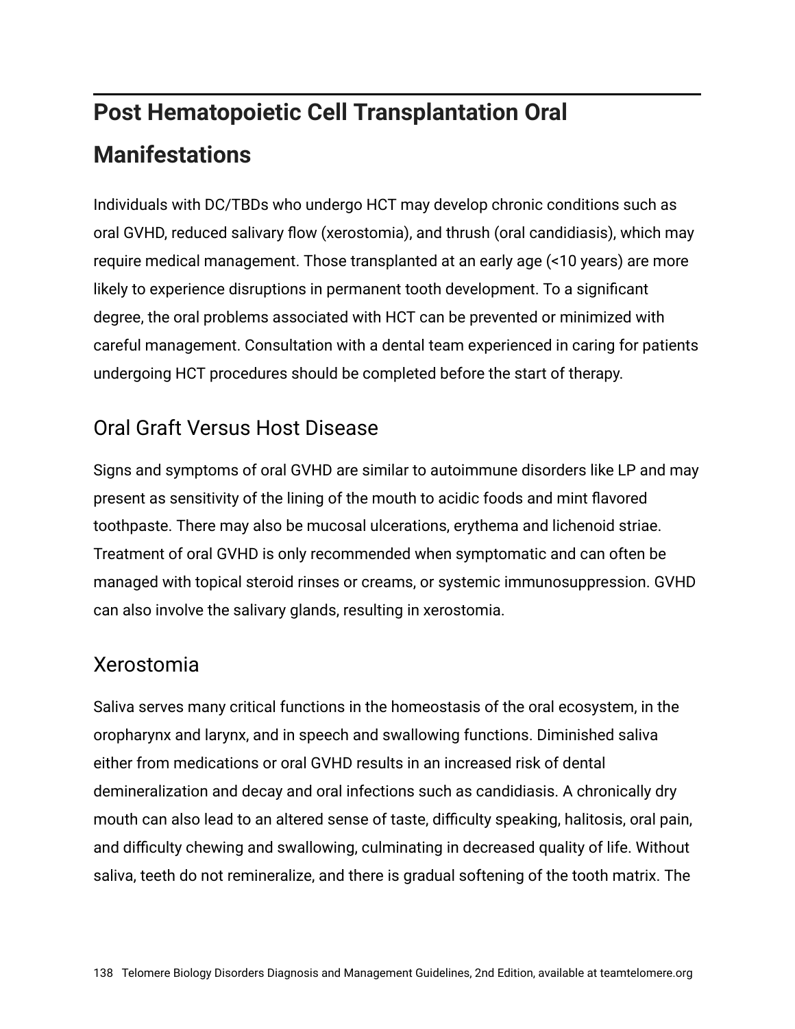## Post Hematopoietic Cell Transplantation Oral Manifestations

Individuals with DC/TBDs who undergo HCT may develop chronic conditions such as oral GVHD, reduced salivary flow (xerostomia), and thrush (oral candidiasis), which may require medical management. Those transplanted at an early age (<10 years) are more likely to experience disruptions in permanent tooth development. To a significant degree, the oral problems associated with HCT can be prevented or minimized with careful management. Consultation with a dental team experienced in caring for patients undergoing HCT procedures should be completed before the start of therapy.

### Oral Graft Versus Host Disease

Signs and symptoms of oral GVHD are similar to autoimmune disorders like LP and may present as sensitivity of the lining of the mouth to acidic foods and mint flavored toothpaste. There may also be mucosal ulcerations, erythema and lichenoid striae. Treatment of oral GVHD is only recommended when symptomatic and can often be managed with topical steroid rinses or creams, or systemic immunosuppression. GVHD can also involve the salivary glands, resulting in xerostomia.

### Xerostomia

Saliva serves many critical functions in the homeostasis of the oral ecosystem, in the oropharynx and larynx, and in speech and swallowing functions. Diminished saliva either from medications or oral GVHD results in an increased risk of dental demineralization and decay and oral infections such as candidiasis. A chronically dry mouth can also lead to an altered sense of taste, difficulty speaking, halitosis, oral pain, and difficulty chewing and swallowing, culminating in decreased quality of life. Without saliva, teeth do not remineralize, and there is gradual softening of the tooth matrix. The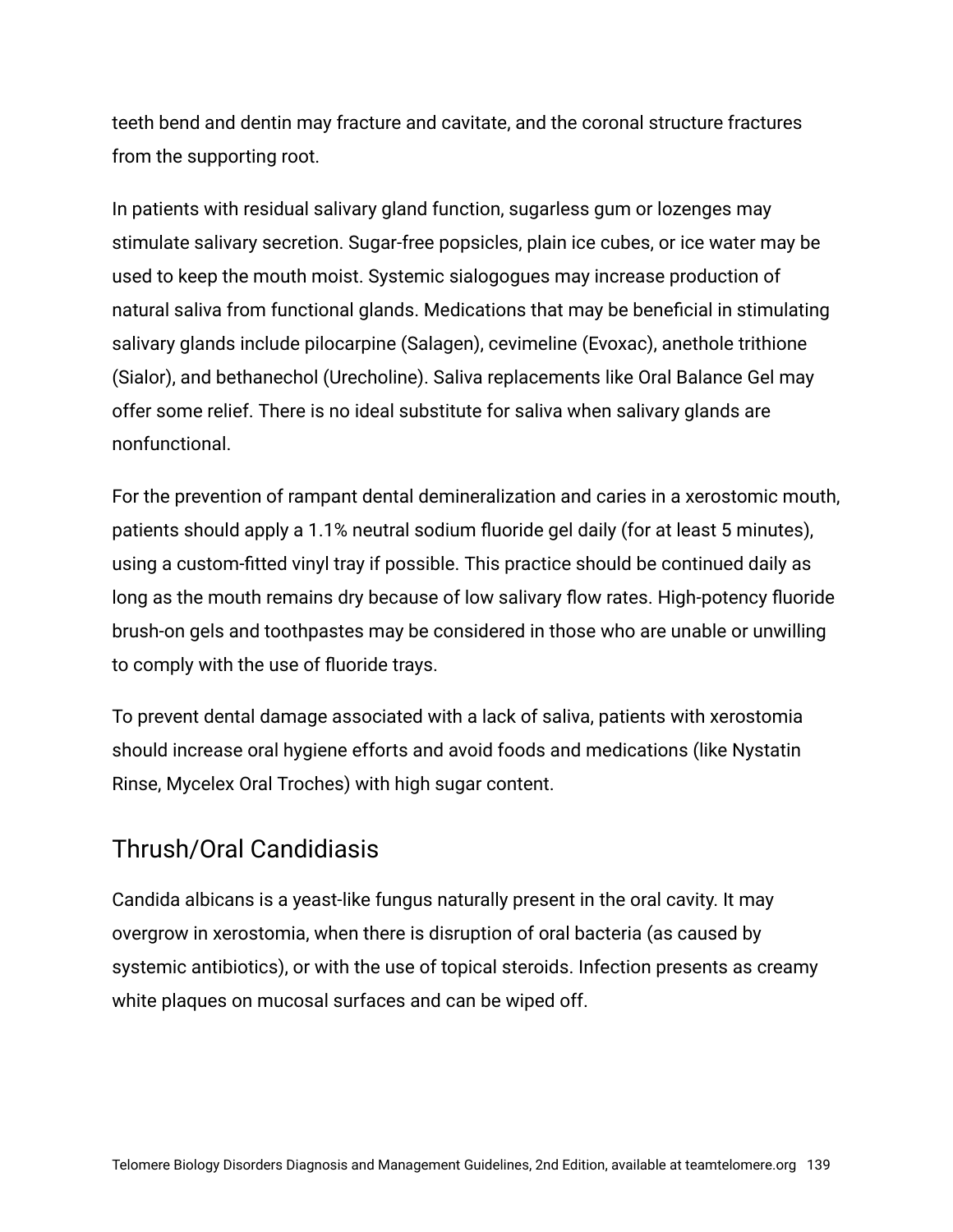teeth bend and dentin may fracture and cavitate, and the coronal structure fractures from the supporting root.

In patients with residual salivary gland function, sugarless gum or lozenges may stimulate salivary secretion. Sugar-free popsicles, plain ice cubes, or ice water may be used to keep the mouth moist. Systemic sialogogues may increase production of natural saliva from functional glands. Medications that may be beneficial in stimulating salivary glands include pilocarpine (Salagen), cevimeline (Evoxac), anethole trithione (Sialor), and bethanechol (Urecholine). Saliva replacements like Oral Balance Gel may offer some relief. There is no ideal substitute for saliva when salivary glands are nonfunctional.

For the prevention of rampant dental demineralization and caries in a xerostomic mouth, patients should apply a 1.1% neutral sodium fluoride gel daily (for at least 5 minutes), using a custom-fitted vinyl tray if possible. This practice should be continued daily as long as the mouth remains dry because of low salivary flow rates. High-potency fluoride brush-on gels and toothpastes may be considered in those who are unable or unwilling to comply with the use of fluoride trays.

To prevent dental damage associated with a lack of saliva, patients with xerostomia should increase oral hygiene efforts and avoid foods and medications (like Nystatin Rinse, Mycelex Oral Troches) with high sugar content.

## Thrush/Oral Candidiasis

Candida albicans is a yeast-like fungus naturally present in the oral cavity. It may overgrow in xerostomia, when there is disruption of oral bacteria (as caused by systemic antibiotics), or with the use of topical steroids. Infection presents as creamy white plaques on mucosal surfaces and can be wiped off.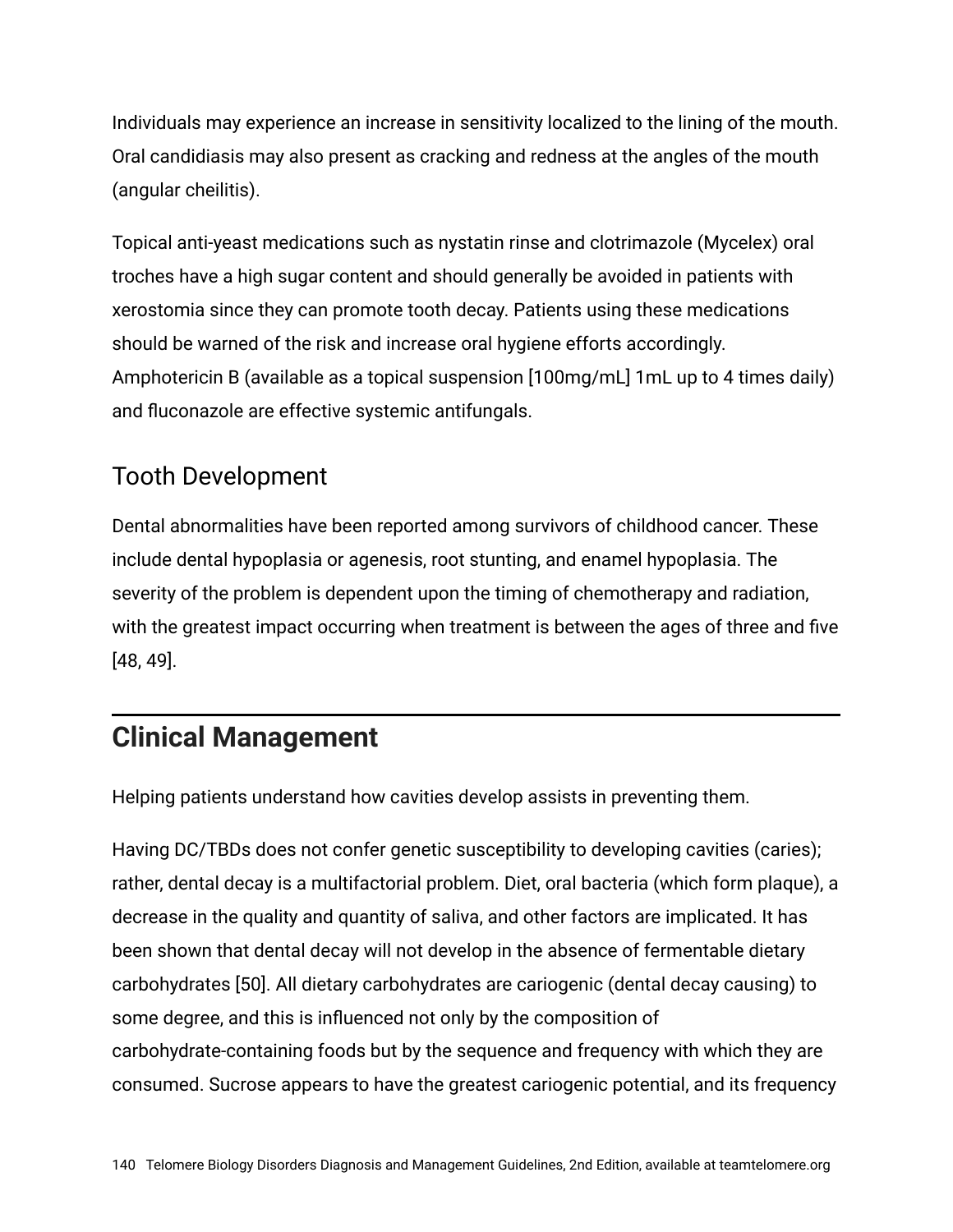Individuals may experience an increase in sensitivity localized to the lining of the mouth. Oral candidiasis may also present as cracking and redness at the angles of the mouth (angular cheilitis).

Topical anti-yeast medications such as nystatin rinse and clotrimazole (Mycelex) oral troches have a high sugar content and should generally be avoided in patients with xerostomia since they can promote tooth decay. Patients using these medications should be warned of the risk and increase oral hygiene efforts accordingly. Amphotericin B (available as a topical suspension [100mg/mL] 1mL up to 4 times daily) and fluconazole are effective systemic antifungals.

### Tooth Development

Dental abnormalities have been reported among survivors of childhood cancer. These include dental hypoplasia or agenesis, root stunting, and enamel hypoplasia. The severity of the problem is dependent upon the timing of chemotherapy and radiation, with the greatest impact occurring when treatment is between the ages of three and five [48, 49].

## Clinical Management

Helping patients understand how cavities develop assists in preventing them.

Having DC/TBDs does not confer genetic susceptibility to developing cavities (caries); rather, dental decay is a multifactorial problem. Diet, oral bacteria (which form plaque), a decrease in the quality and quantity of saliva, and other factors are implicated. It has been shown that dental decay will not develop in the absence of fermentable dietary carbohydrates [50]. All dietary carbohydrates are cariogenic (dental decay causing) to some degree, and this is influenced not only by the composition of carbohydrate-containing foods but by the sequence and frequency with which they are consumed. Sucrose appears to have the greatest cariogenic potential, and its frequency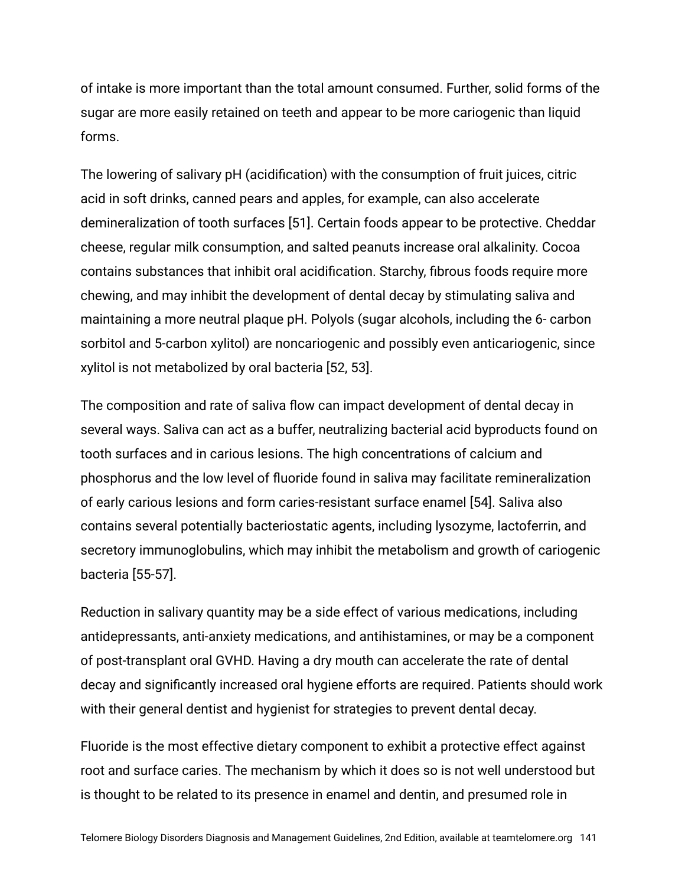of intake is more important than the total amount consumed. Further, solid forms of the sugar are more easily retained on teeth and appear to be more cariogenic than liquid forms.

The lowering of salivary pH (acidification) with the consumption of fruit juices, citric acid in soft drinks, canned pears and apples, for example, can also accelerate demineralization of tooth surfaces [51]. Certain foods appear to be protective. Cheddar cheese, regular milk consumption, and salted peanuts increase oral alkalinity. Cocoa contains substances that inhibit oral acidification. Starchy, fibrous foods require more chewing, and may inhibit the development of dental decay by stimulating saliva and maintaining a more neutral plaque pH. Polyols (sugar alcohols, including the 6- carbon sorbitol and 5-carbon xylitol) are noncariogenic and possibly even anticariogenic, since xylitol is not metabolized by oral bacteria [52, 53].

The composition and rate of saliva flow can impact development of dental decay in several ways. Saliva can act as a buffer, neutralizing bacterial acid byproducts found on tooth surfaces and in carious lesions. The high concentrations of calcium and phosphorus and the low level of fluoride found in saliva may facilitate remineralization of early carious lesions and form caries-resistant surface enamel [54]. Saliva also contains several potentially bacteriostatic agents, including lysozyme, lactoferrin, and secretory immunoglobulins, which may inhibit the metabolism and growth of cariogenic bacteria [55-57].

Reduction in salivary quantity may be a side effect of various medications, including antidepressants, anti-anxiety medications, and antihistamines, or may be a component of post-transplant oral GVHD. Having a dry mouth can accelerate the rate of dental decay and significantly increased oral hygiene efforts are required. Patients should work with their general dentist and hygienist for strategies to prevent dental decay.

Fluoride is the most effective dietary component to exhibit a protective effect against root and surface caries. The mechanism by which it does so is not well understood but is thought to be related to its presence in enamel and dentin, and presumed role in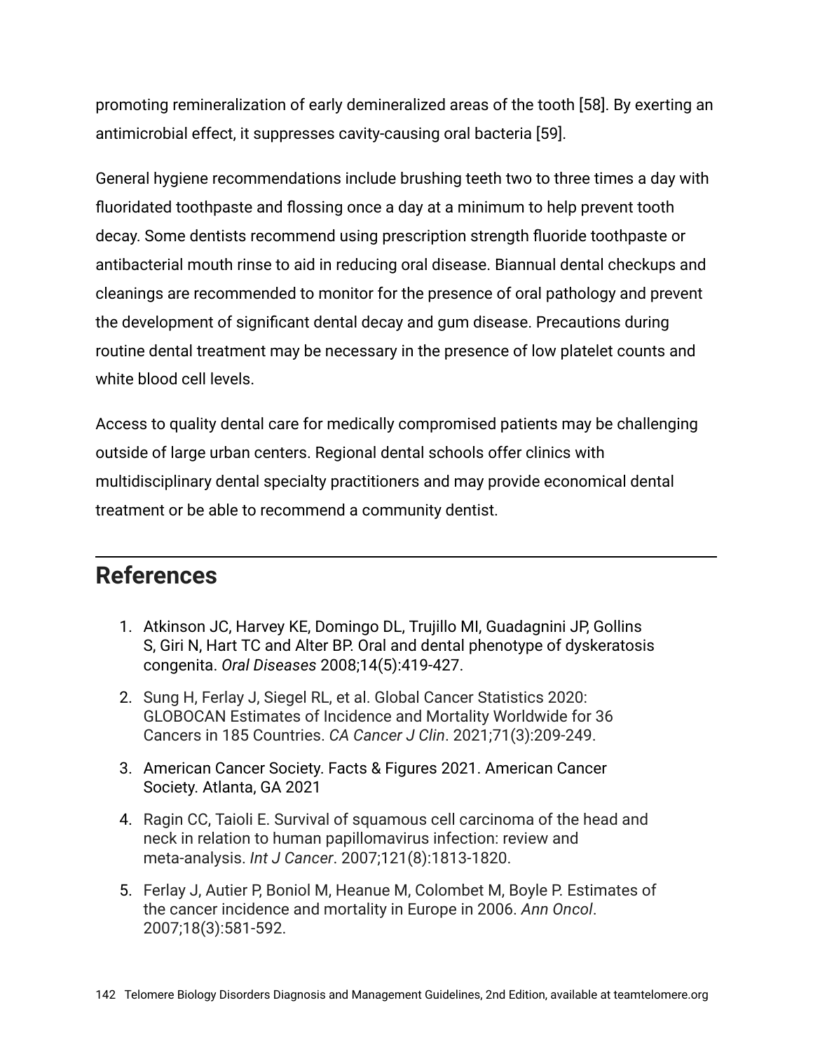promoting remineralization of early demineralized areas of the tooth [58]. By exerting an antimicrobial effect, it suppresses cavity-causing oral bacteria [59].

General hygiene recommendations include brushing teeth two to three times a day with fluoridated toothpaste and flossing once a day at a minimum to help prevent tooth decay. Some dentists recommend using prescription strength fluoride toothpaste or antibacterial mouth rinse to aid in reducing oral disease. Biannual dental checkups and cleanings are recommended to monitor for the presence of oral pathology and prevent the development of significant dental decay and gum disease. Precautions during routine dental treatment may be necessary in the presence of low platelet counts and white blood cell levels.

Access to quality dental care for medically compromised patients may be challenging outside of large urban centers. Regional dental schools offer clinics with multidisciplinary dental specialty practitioners and may provide economical dental treatment or be able to recommend a community dentist.

## References

1. Atkinson JC, Harvey KE, Domingo DL, Trujillo MI, Guadagnini JP, Gollins S, Giri N, Hart TC and Alter BP. Oral and dental phenotype of dyskeratosis congenita. *Oral Diseases* 2008;14(5):419-427.
2. Sung H, Ferlay J, Siegel RL, et al. Global Cancer Statistics 2020: GLOBOCAN Estimates of Incidence and Mortality Worldwide for 36 Cancers in 185 Countries. *CA Cancer J Clin*. 2021;71(3):209-249.
3. American Cancer Society. Facts & Figures 2021. American Cancer Society. Atlanta, GA 2021
4. Ragin CC, Taioli E. Survival of squamous cell carcinoma of the head and neck in relation to human papillomavirus infection: review and meta-analysis. *Int J Cancer*. 2007;121(8):1813-1820.
5. Ferlay J, Autier P, Boniol M, Heanue M, Colombet M, Boyle P. Estimates of the cancer incidence and mortality in Europe in 2006. *Ann Oncol*. 2007;18(3):581-592.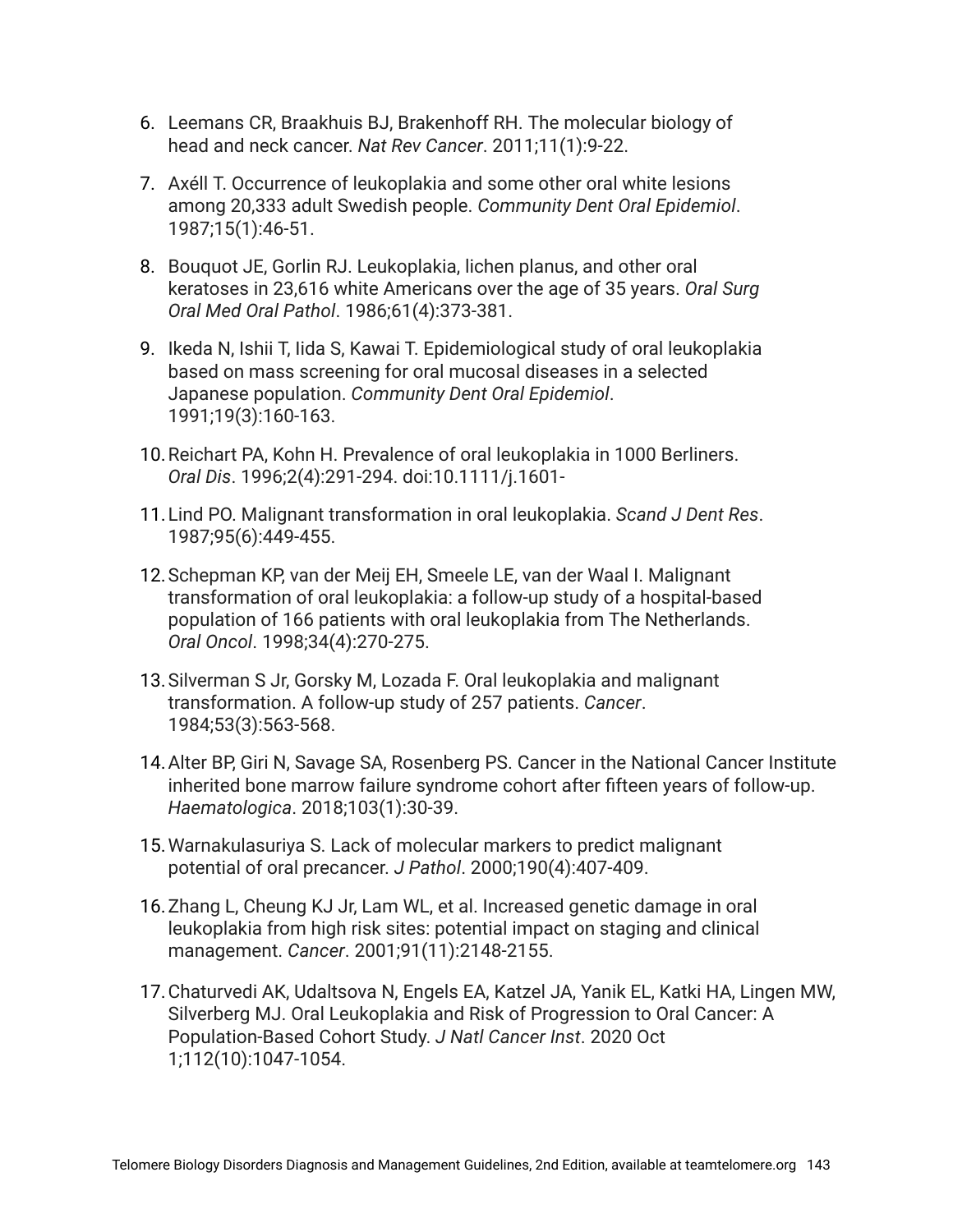6. Leemans CR, Braakhuis BJ, Brakenhoff RH. The molecular biology of head and neck cancer. *Nat Rev Cancer*. 2011;11(1):9-22.
7. Axéll T. Occurrence of leukoplakia and some other oral white lesions among 20,333 adult Swedish people. *Community Dent Oral Epidemiol*. 1987;15(1):46-51.
8. Bouquot JE, Gorlin RJ. Leukoplakia, lichen planus, and other oral keratoses in 23,616 white Americans over the age of 35 years. *Oral Surg Oral Med Oral Pathol*. 1986;61(4):373-381.
9. Ikeda N, Ishii T, Iida S, Kawai T. Epidemiological study of oral leukoplakia based on mass screening for oral mucosal diseases in a selected Japanese population. *Community Dent Oral Epidemiol*. 1991;19(3):160-163.
10. Reichart PA, Kohn H. Prevalence of oral leukoplakia in 1000 Berliners. *Oral Dis*. 1996;2(4):291-294. doi:10.1111/j.1601-
11. Lind PO. Malignant transformation in oral leukoplakia. *Scand J Dent Res*. 1987;95(6):449-455.
12. Schepman KP, van der Meij EH, Smeele LE, van der Waal I. Malignant transformation of oral leukoplakia: a follow-up study of a hospital-based population of 166 patients with oral leukoplakia from The Netherlands. *Oral Oncol*. 1998;34(4):270-275.
13. Silverman S Jr, Gorsky M, Lozada F. Oral leukoplakia and malignant transformation. A follow-up study of 257 patients. *Cancer*. 1984;53(3):563-568.
14. Alter BP, Giri N, Savage SA, Rosenberg PS. Cancer in the National Cancer Institute inherited bone marrow failure syndrome cohort after fifteen years of follow-up. *Haematologica*. 2018;103(1):30-39.
15. Warnakulasuriya S. Lack of molecular markers to predict malignant potential of oral precancer. *J Pathol*. 2000;190(4):407-409.
16. Zhang L, Cheung KJ Jr, Lam WL, et al. Increased genetic damage in oral leukoplakia from high risk sites: potential impact on staging and clinical management. *Cancer*. 2001;91(11):2148-2155.
17. Chaturvedi AK, Udaltsova N, Engels EA, Katzel JA, Yanik EL, Katki HA, Lingen MW, Silverberg MJ. Oral Leukoplakia and Risk of Progression to Oral Cancer: A Population-Based Cohort Study. *J Natl Cancer Inst*. 2020 Oct 1;112(10):1047-1054.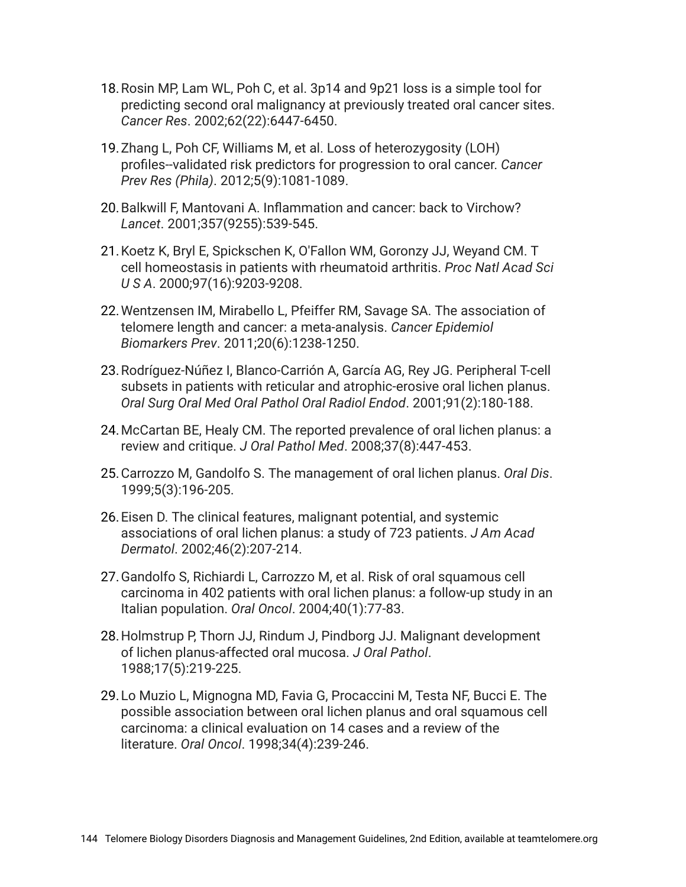18. Rosin MP, Lam WL, Poh C, et al. 3p14 and 9p21 loss is a simple tool for predicting second oral malignancy at previously treated oral cancer sites. *Cancer Res*. 2002;62(22):6447-6450.
19. Zhang L, Poh CF, Williams M, et al. Loss of heterozygosity (LOH) profiles--validated risk predictors for progression to oral cancer. *Cancer Prev Res (Phila)*. 2012;5(9):1081-1089.
20. Balkwill F, Mantovani A. Inflammation and cancer: back to Virchow? *Lancet*. 2001;357(9255):539-545.
21. Koetz K, Bryl E, Spickschen K, O'Fallon WM, Goronzy JJ, Weyand CM. T cell homeostasis in patients with rheumatoid arthritis. *Proc Natl Acad Sci U S A*. 2000;97(16):9203-9208.
22. Wentzensen IM, Mirabello L, Pfeiffer RM, Savage SA. The association of telomere length and cancer: a meta-analysis. *Cancer Epidemiol Biomarkers Prev*. 2011;20(6):1238-1250.
23. Rodríguez-Núñez I, Blanco-Carrión A, García AG, Rey JG. Peripheral T-cell subsets in patients with reticular and atrophic-erosive oral lichen planus. *Oral Surg Oral Med Oral Pathol Oral Radiol Endod*. 2001;91(2):180-188.
24. McCartan BE, Healy CM. The reported prevalence of oral lichen planus: a review and critique. *J Oral Pathol Med*. 2008;37(8):447-453.
25. Carrozzo M, Gandolfo S. The management of oral lichen planus. *Oral Dis*. 1999;5(3):196-205.
26. Eisen D. The clinical features, malignant potential, and systemic associations of oral lichen planus: a study of 723 patients. *J Am Acad Dermatol*. 2002;46(2):207-214.
27. Gandolfo S, Richiardi L, Carrozzo M, et al. Risk of oral squamous cell carcinoma in 402 patients with oral lichen planus: a follow-up study in an Italian population. *Oral Oncol*. 2004;40(1):77-83.
28. Holmstrup P, Thorn JJ, Rindum J, Pindborg JJ. Malignant development of lichen planus-affected oral mucosa. *J Oral Pathol*. 1988;17(5):219-225.
29. Lo Muzio L, Mignogna MD, Favia G, Procaccini M, Testa NF, Bucci E. The possible association between oral lichen planus and oral squamous cell carcinoma: a clinical evaluation on 14 cases and a review of the literature. *Oral Oncol*. 1998;34(4):239-246.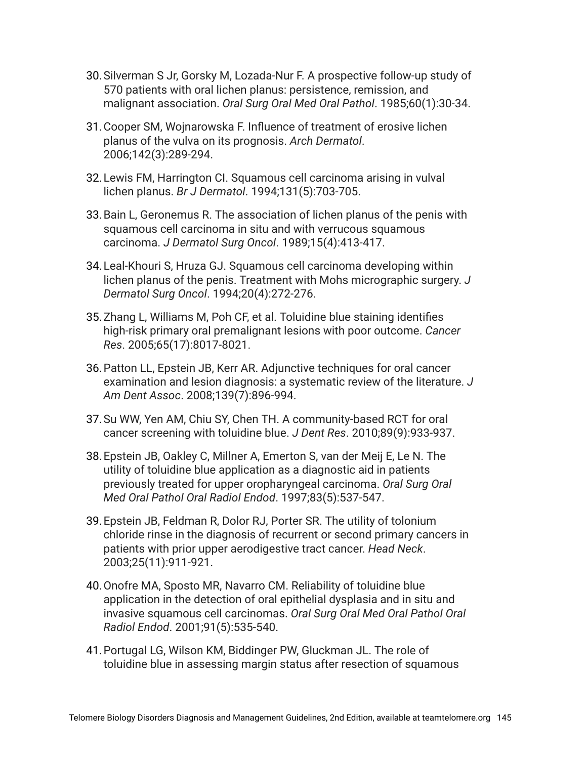30. Silverman S Jr, Gorsky M, Lozada-Nur F. A prospective follow-up study of 570 patients with oral lichen planus: persistence, remission, and malignant association. *Oral Surg Oral Med Oral Pathol*. 1985;60(1):30-34.

31. Cooper SM, Wojnarowska F. Influence of treatment of erosive lichen planus of the vulva on its prognosis. *Arch Dermatol*. 2006;142(3):289-294.

32. Lewis FM, Harrington CI. Squamous cell carcinoma arising in vulval lichen planus. *Br J Dermatol*. 1994;131(5):703-705.

33. Bain L, Geronemus R. The association of lichen planus of the penis with squamous cell carcinoma in situ and with verrucous squamous carcinoma. *J Dermatol Surg Oncol*. 1989;15(4):413-417.

34. Leal-Khouri S, Hruza GJ. Squamous cell carcinoma developing within lichen planus of the penis. Treatment with Mohs micrographic surgery. *J Dermatol Surg Oncol*. 1994;20(4):272-276.

35. Zhang L, Williams M, Poh CF, et al. Toluidine blue staining identifies high-risk primary oral premalignant lesions with poor outcome. *Cancer Res*. 2005;65(17):8017-8021.

36. Patton LL, Epstein JB, Kerr AR. Adjunctive techniques for oral cancer examination and lesion diagnosis: a systematic review of the literature. *J Am Dent Assoc*. 2008;139(7):896-994.

37. Su WW, Yen AM, Chiu SY, Chen TH. A community-based RCT for oral cancer screening with toluidine blue. *J Dent Res*. 2010;89(9):933-937.

38. Epstein JB, Oakley C, Millner A, Emerton S, van der Meij E, Le N. The utility of toluidine blue application as a diagnostic aid in patients previously treated for upper oropharyngeal carcinoma. *Oral Surg Oral Med Oral Pathol Oral Radiol Endod*. 1997;83(5):537-547.

39. Epstein JB, Feldman R, Dolor RJ, Porter SR. The utility of tolonium chloride rinse in the diagnosis of recurrent or second primary cancers in patients with prior upper aerodigestive tract cancer. *Head Neck*. 2003;25(11):911-921.

40. Onofre MA, Sposto MR, Navarro CM. Reliability of toluidine blue application in the detection of oral epithelial dysplasia and in situ and invasive squamous cell carcinomas. *Oral Surg Oral Med Oral Pathol Oral Radiol Endod*. 2001;91(5):535-540.

41. Portugal LG, Wilson KM, Biddinger PW, Gluckman JL. The role of toluidine blue in assessing margin status after resection of squamous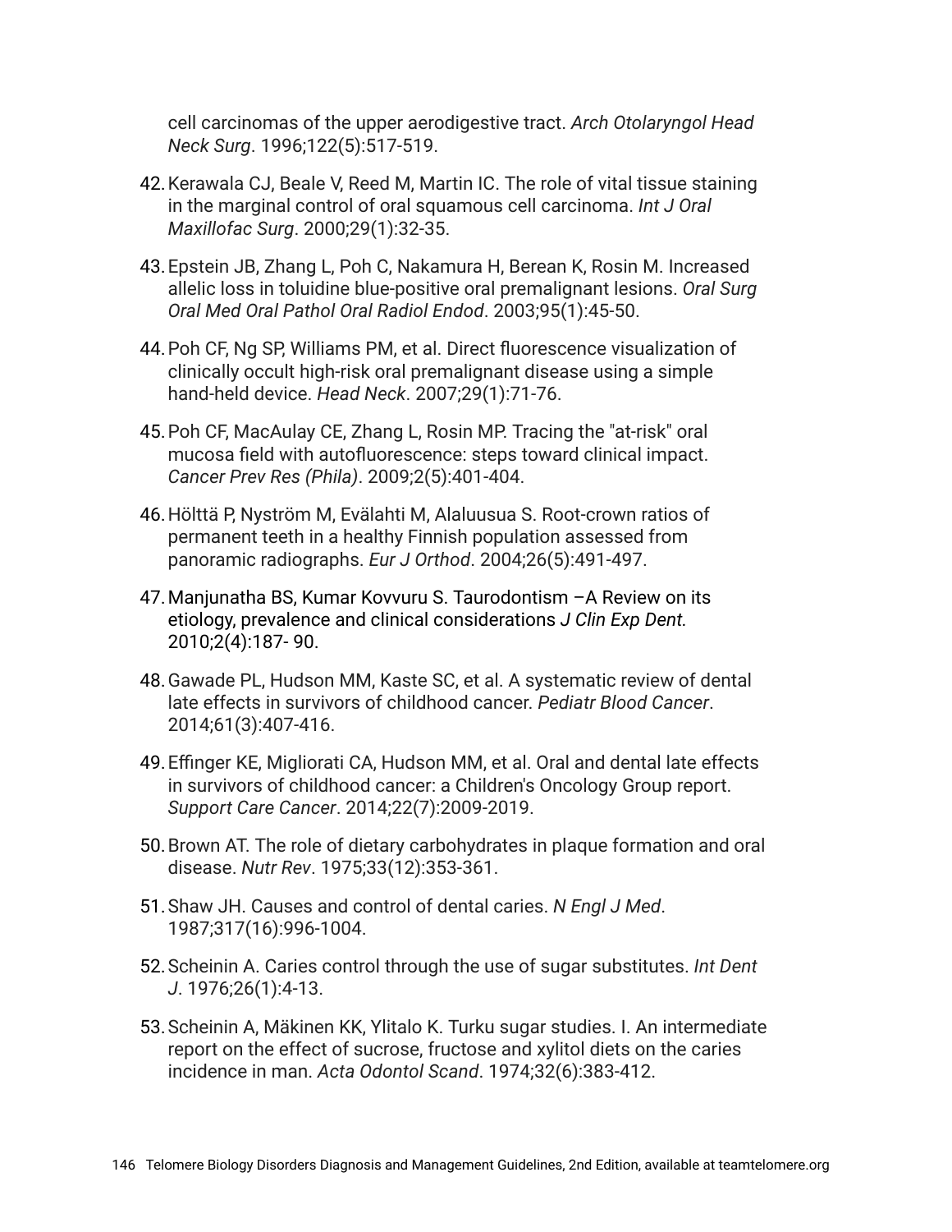cell carcinomas of the upper aerodigestive tract. *Arch Otolaryngol Head Neck Surg*. 1996;122(5):517-519.

42. Kerawala CJ, Beale V, Reed M, Martin IC. The role of vital tissue staining in the marginal control of oral squamous cell carcinoma. *Int J Oral Maxillofac Surg*. 2000;29(1):32-35.

43. Epstein JB, Zhang L, Poh C, Nakamura H, Berean K, Rosin M. Increased allelic loss in toluidine blue-positive oral premalignant lesions. *Oral Surg Oral Med Oral Pathol Oral Radiol Endod*. 2003;95(1):45-50.

44. Poh CF, Ng SP, Williams PM, et al. Direct fluorescence visualization of clinically occult high-risk oral premalignant disease using a simple hand-held device. *Head Neck*. 2007;29(1):71-76.

45. Poh CF, MacAulay CE, Zhang L, Rosin MP. Tracing the "at-risk" oral mucosa field with autofluorescence: steps toward clinical impact. *Cancer Prev Res (Phila)*. 2009;2(5):401-404.

46. Hölttä P, Nyström M, Evälahti M, Alaluusua S. Root-crown ratios of permanent teeth in a healthy Finnish population assessed from panoramic radiographs. *Eur J Orthod*. 2004;26(5):491-497.

47. Manjunatha BS, Kumar Kovvuru S. Taurodontism –A Review on its etiology, prevalence and clinical considerations *J Clin Exp Dent*. 2010;2(4):187- 90.

48. Gawade PL, Hudson MM, Kaste SC, et al. A systematic review of dental late effects in survivors of childhood cancer. *Pediatr Blood Cancer*. 2014;61(3):407-416.

49. Effinger KE, Migliorati CA, Hudson MM, et al. Oral and dental late effects in survivors of childhood cancer: a Children's Oncology Group report. *Support Care Cancer*. 2014;22(7):2009-2019.

50. Brown AT. The role of dietary carbohydrates in plaque formation and oral disease. *Nutr Rev*. 1975;33(12):353-361.

51. Shaw JH. Causes and control of dental caries. *N Engl J Med*. 1987;317(16):996-1004.

52. Scheinin A. Caries control through the use of sugar substitutes. *Int Dent J*. 1976;26(1):4-13.

53. Scheinin A, Mäkinen KK, Ylitalo K. Turku sugar studies. I. An intermediate report on the effect of sucrose, fructose and xylitol diets on the caries incidence in man. *Acta Odontol Scand*. 1974;32(6):383-412.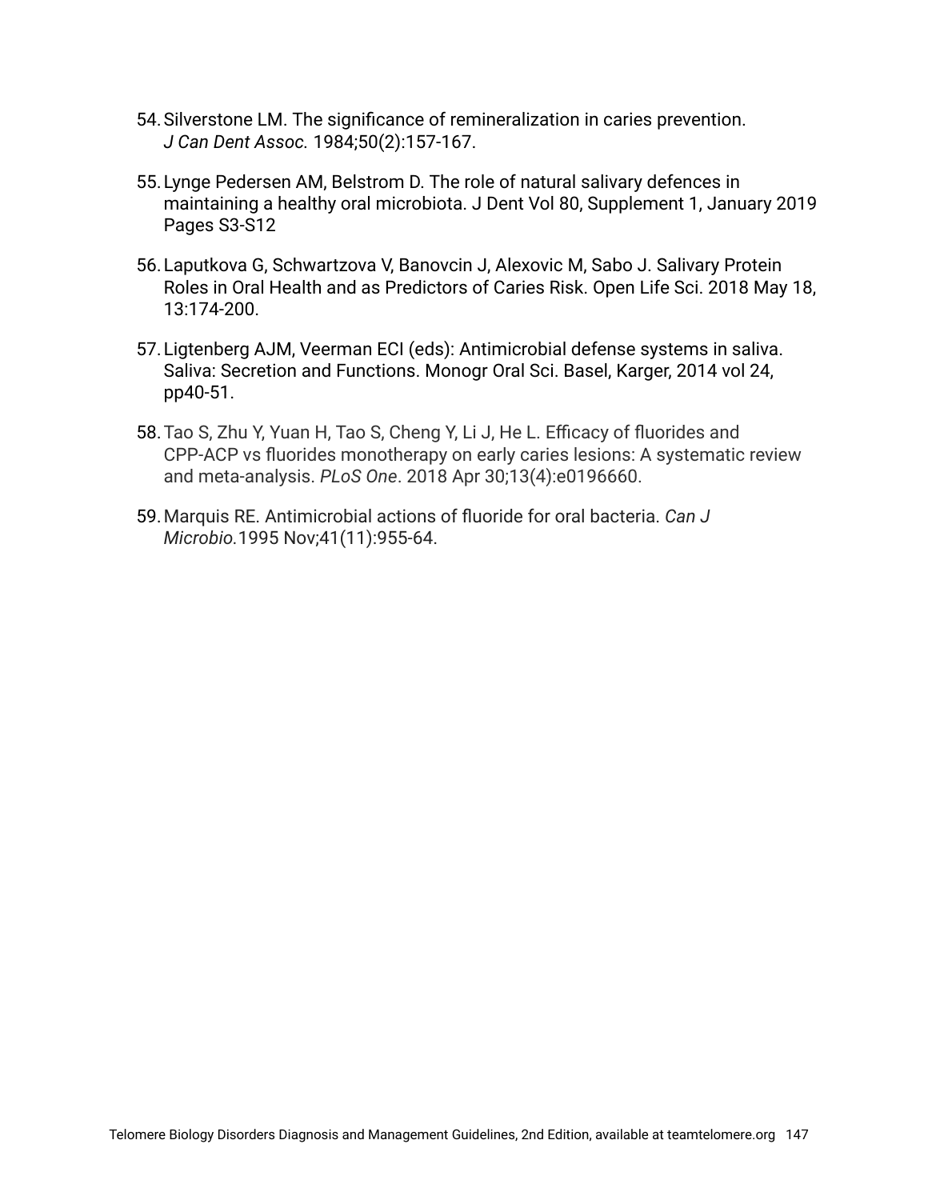54. Silverstone LM. The significance of remineralization in caries prevention. *J Can Dent Assoc.* 1984;50(2):157-167.

55. Lynge Pedersen AM, Belstrom D. The role of natural salivary defences in maintaining a healthy oral microbiota. J Dent Vol 80, Supplement 1, January 2019 Pages S3-S12

56. Laputkova G, Schwartzova V, Banovcin J, Alexovic M, Sabo J. Salivary Protein Roles in Oral Health and as Predictors of Caries Risk. Open Life Sci. 2018 May 18, 13:174-200.

57. Ligtenberg AJM, Veerman ECI (eds): Antimicrobial defense systems in saliva. Saliva: Secretion and Functions. Monogr Oral Sci. Basel, Karger, 2014 vol 24, pp40-51.

58. Tao S, Zhu Y, Yuan H, Tao S, Cheng Y, Li J, He L. Efficacy of fluorides and CPP-ACP vs fluorides monotherapy on early caries lesions: A systematic review and meta-analysis. *PLoS One*. 2018 Apr 30;13(4):e0196660.

59. Marquis RE. Antimicrobial actions of fluoride for oral bacteria. *Can J Microbio.*1995 Nov;41(11):955-64.